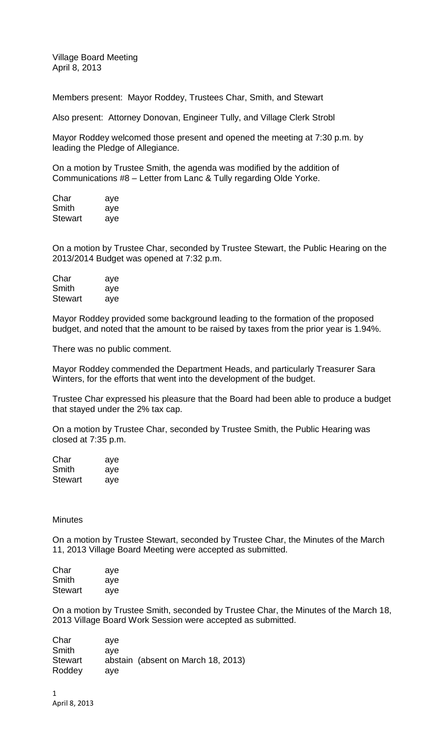Village Board Meeting
April 8, 2013

Members present: Mayor Roddey, Trustees Char, Smith, and Stewart

Also present: Attorney Donovan, Engineer Tully, and Village Clerk Strobl

Mayor Roddey welcomed those present and opened the meeting at 7:30 p.m. by leading the Pledge of Allegiance.

On a motion by Trustee Smith, the agenda was modified by the addition of Communications #8 – Letter from Lanc & Tully regarding Olde Yorke.

| | |
|---|---|
| Char | aye |
| Smith | aye |
| Stewart | aye |

On a motion by Trustee Char, seconded by Trustee Stewart, the Public Hearing on the 2013/2014 Budget was opened at 7:32 p.m.

| | |
|---|---|
| Char | aye |
| Smith | aye |
| Stewart | aye |

Mayor Roddey provided some background leading to the formation of the proposed budget, and noted that the amount to be raised by taxes from the prior year is 1.94%.

There was no public comment.

Mayor Roddey commended the Department Heads, and particularly Treasurer Sara Winters, for the efforts that went into the development of the budget.

Trustee Char expressed his pleasure that the Board had been able to produce a budget that stayed under the 2% tax cap.

On a motion by Trustee Char, seconded by Trustee Smith, the Public Hearing was closed at 7:35 p.m.

| | |
|---|---|
| Char | aye |
| Smith | aye |
| Stewart | aye |

Minutes

On a motion by Trustee Stewart, seconded by Trustee Char, the Minutes of the March 11, 2013 Village Board Meeting were accepted as submitted.

| | |
|---|---|
| Char | aye |
| Smith | aye |
| Stewart | aye |

On a motion by Trustee Smith, seconded by Trustee Char, the Minutes of the March 18, 2013 Village Board Work Session were accepted as submitted.

| | |
|---|---|
| Char | aye |
| Smith | aye |
| Stewart | abstain (absent on March 18, 2013) |
| Roddey | aye |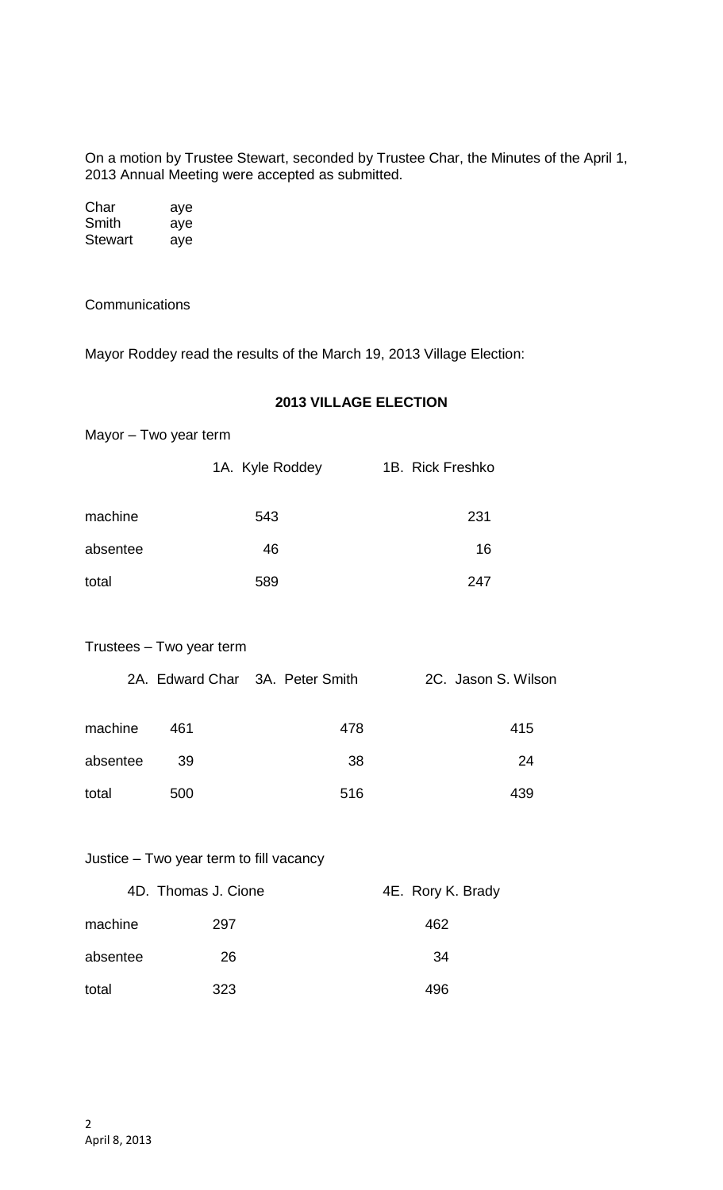On a motion by Trustee Stewart, seconded by Trustee Char, the Minutes of the April 1, 2013 Annual Meeting were accepted as submitted.

| | |
|---|---|
| Char | aye |
| Smith | aye |
| Stewart | aye |

Communications

Mayor Roddey read the results of the March 19, 2013 Village Election:

**2013 VILLAGE ELECTION**

Mayor – Two year term

| | 1A. Kyle Roddey | 1B. Rick Freshko |
|---|---|---|
| machine | 543 | 231 |
| absentee | 46 | 16 |
| total | 589 | 247 |

Trustees – Two year term

| | 2A. Edward Char | 3A. Peter Smith | 2C. Jason S. Wilson |
|---|---|---|---|
| machine | 461 | 478 | 415 |
| absentee | 39 | 38 | 24 |
| total | 500 | 516 | 439 |

Justice – Two year term to fill vacancy

| | 4D. Thomas J. Cione | 4E. Rory K. Brady |
|---|---|---|
| machine | 297 | 462 |
| absentee | 26 | 34 |
| total | 323 | 496 |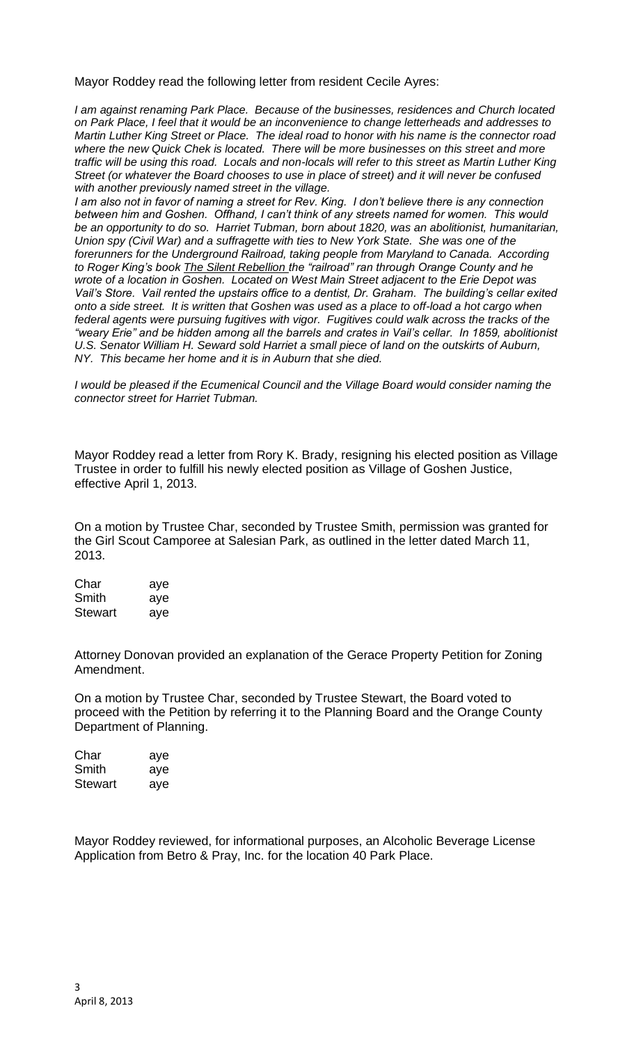Mayor Roddey read the following letter from resident Cecile Ayres:

*I am against renaming Park Place. Because of the businesses, residences and Church located on Park Place, I feel that it would be an inconvenience to change letterheads and addresses to Martin Luther King Street or Place. The ideal road to honor with his name is the connector road where the new Quick Chek is located. There will be more businesses on this street and more traffic will be using this road. Locals and non-locals will refer to this street as Martin Luther King Street (or whatever the Board chooses to use in place of street) and it will never be confused with another previously named street in the village.*

*I am also not in favor of naming a street for Rev. King. I don't believe there is any connection between him and Goshen. Offhand, I can't think of any streets named for women. This would be an opportunity to do so. Harriet Tubman, born about 1820, was an abolitionist, humanitarian, Union spy (Civil War) and a suffragette with ties to New York State. She was one of the forerunners for the Underground Railroad, taking people from Maryland to Canada. According to Roger King's book <u>The Silent Rebellion</u> the "railroad" ran through Orange County and he wrote of a location in Goshen. Located on West Main Street adjacent to the Erie Depot was Vail's Store. Vail rented the upstairs office to a dentist, Dr. Graham. The building's cellar exited onto a side street. It is written that Goshen was used as a place to off-load a hot cargo when federal agents were pursuing fugitives with vigor. Fugitives could walk across the tracks of the "weary Erie" and be hidden among all the barrels and crates in Vail's cellar. In 1859, abolitionist U.S. Senator William H. Seward sold Harriet a small piece of land on the outskirts of Auburn, NY. This became her home and it is in Auburn that she died.*

*I would be pleased if the Ecumenical Council and the Village Board would consider naming the connector street for Harriet Tubman.*

Mayor Roddey read a letter from Rory K. Brady, resigning his elected position as Village Trustee in order to fulfill his newly elected position as Village of Goshen Justice, effective April 1, 2013.

On a motion by Trustee Char, seconded by Trustee Smith, permission was granted for the Girl Scout Camporee at Salesian Park, as outlined in the letter dated March 11, 2013.

| | |
|---|---|
| Char | aye |
| Smith | aye |
| Stewart | aye |

Attorney Donovan provided an explanation of the Gerace Property Petition for Zoning Amendment.

On a motion by Trustee Char, seconded by Trustee Stewart, the Board voted to proceed with the Petition by referring it to the Planning Board and the Orange County Department of Planning.

| | |
|---|---|
| Char | aye |
| Smith | aye |
| Stewart | aye |

Mayor Roddey reviewed, for informational purposes, an Alcoholic Beverage License Application from Betro & Pray, Inc. for the location 40 Park Place.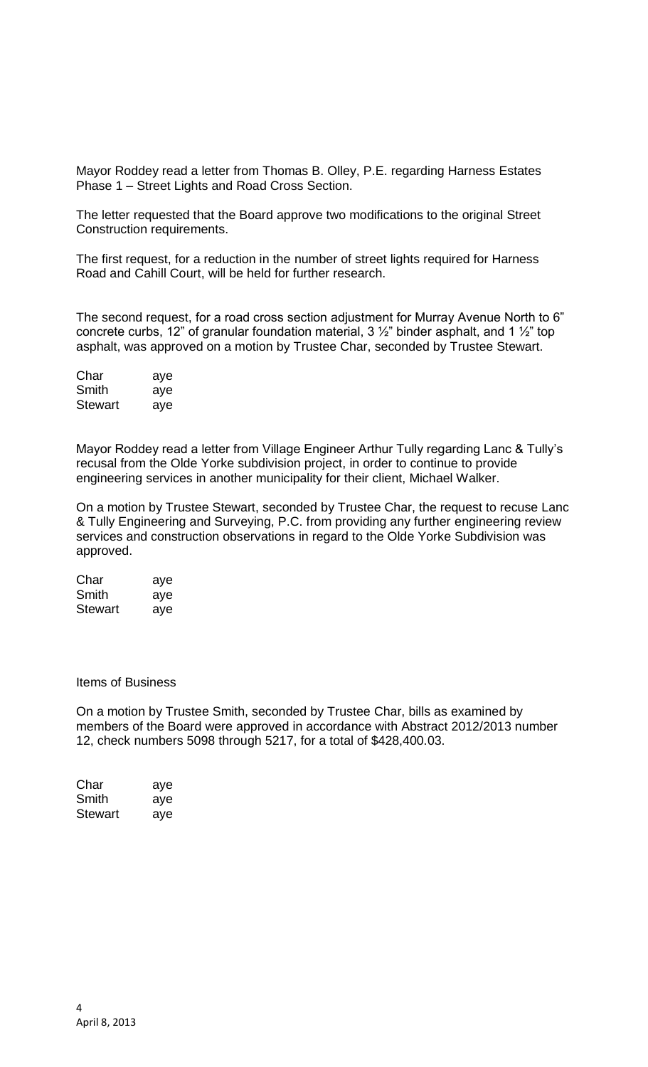Mayor Roddey read a letter from Thomas B. Olley, P.E. regarding Harness Estates Phase 1 – Street Lights and Road Cross Section.

The letter requested that the Board approve two modifications to the original Street Construction requirements.

The first request, for a reduction in the number of street lights required for Harness Road and Cahill Court, will be held for further research.

The second request, for a road cross section adjustment for Murray Avenue North to 6" concrete curbs, 12" of granular foundation material, 3 ½" binder asphalt, and 1 ½" top asphalt, was approved on a motion by Trustee Char, seconded by Trustee Stewart.

| | |
|---|---|
| Char | aye |
| Smith | aye |
| Stewart | aye |

Mayor Roddey read a letter from Village Engineer Arthur Tully regarding Lanc & Tully's recusal from the Olde Yorke subdivision project, in order to continue to provide engineering services in another municipality for their client, Michael Walker.

On a motion by Trustee Stewart, seconded by Trustee Char, the request to recuse Lanc & Tully Engineering and Surveying, P.C. from providing any further engineering review services and construction observations in regard to the Olde Yorke Subdivision was approved.

| | |
|---|---|
| Char | aye |
| Smith | aye |
| Stewart | aye |

Items of Business

On a motion by Trustee Smith, seconded by Trustee Char, bills as examined by members of the Board were approved in accordance with Abstract 2012/2013 number 12, check numbers 5098 through 5217, for a total of $428,400.03.

| | |
|---|---|
| Char | aye |
| Smith | aye |
| Stewart | aye |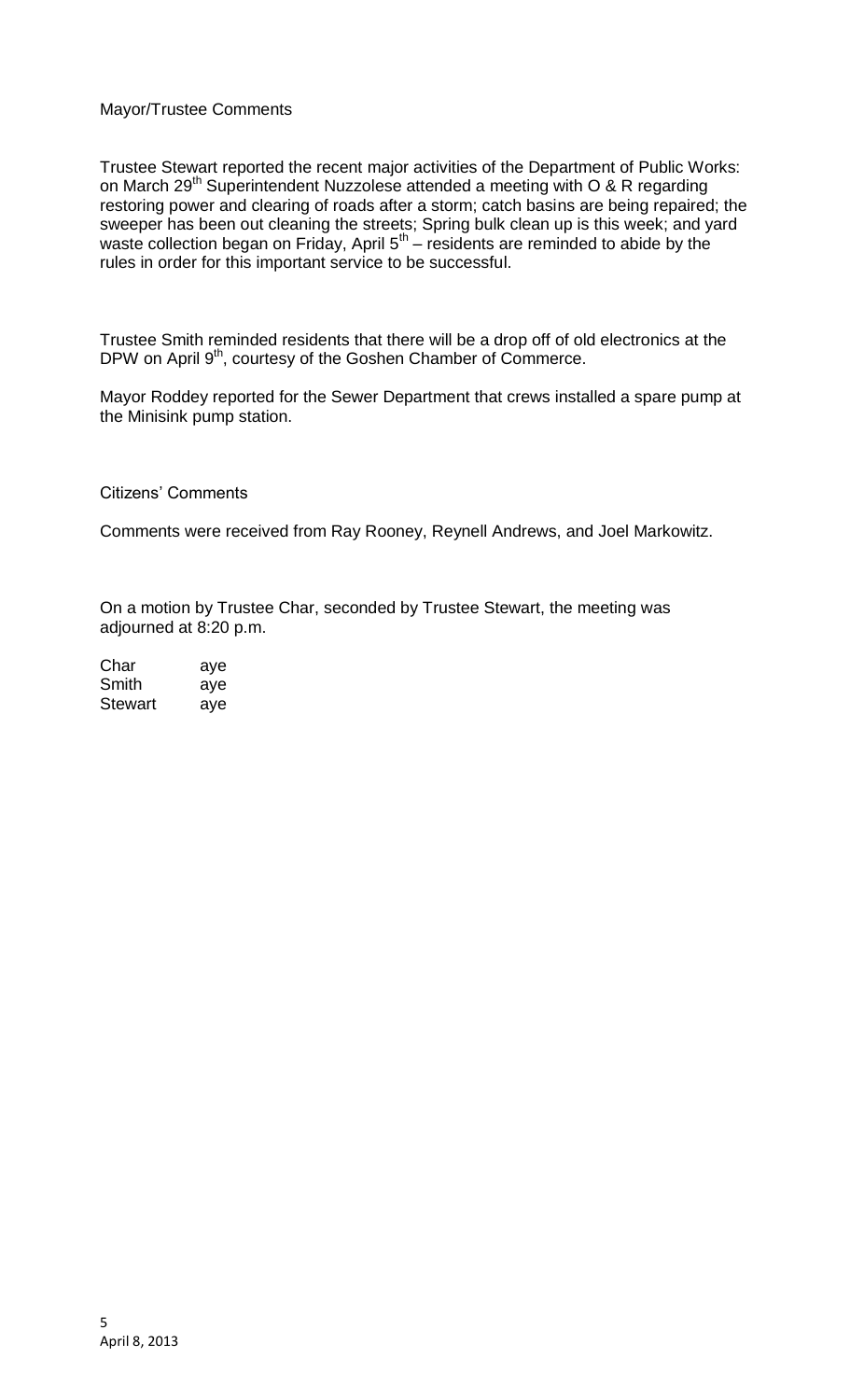Mayor/Trustee Comments

Trustee Stewart reported the recent major activities of the Department of Public Works: on March 29th Superintendent Nuzzolese attended a meeting with O & R regarding restoring power and clearing of roads after a storm; catch basins are being repaired; the sweeper has been out cleaning the streets; Spring bulk clean up is this week; and yard waste collection began on Friday, April 5th – residents are reminded to abide by the rules in order for this important service to be successful.

Trustee Smith reminded residents that there will be a drop off of old electronics at the DPW on April 9th, courtesy of the Goshen Chamber of Commerce.

Mayor Roddey reported for the Sewer Department that crews installed a spare pump at the Minisink pump station.

Citizens' Comments

Comments were received from Ray Rooney, Reynell Andrews, and Joel Markowitz.

On a motion by Trustee Char, seconded by Trustee Stewart, the meeting was adjourned at 8:20 p.m.

| | |
|---|---|
| Char | aye |
| Smith | aye |
| Stewart | aye |